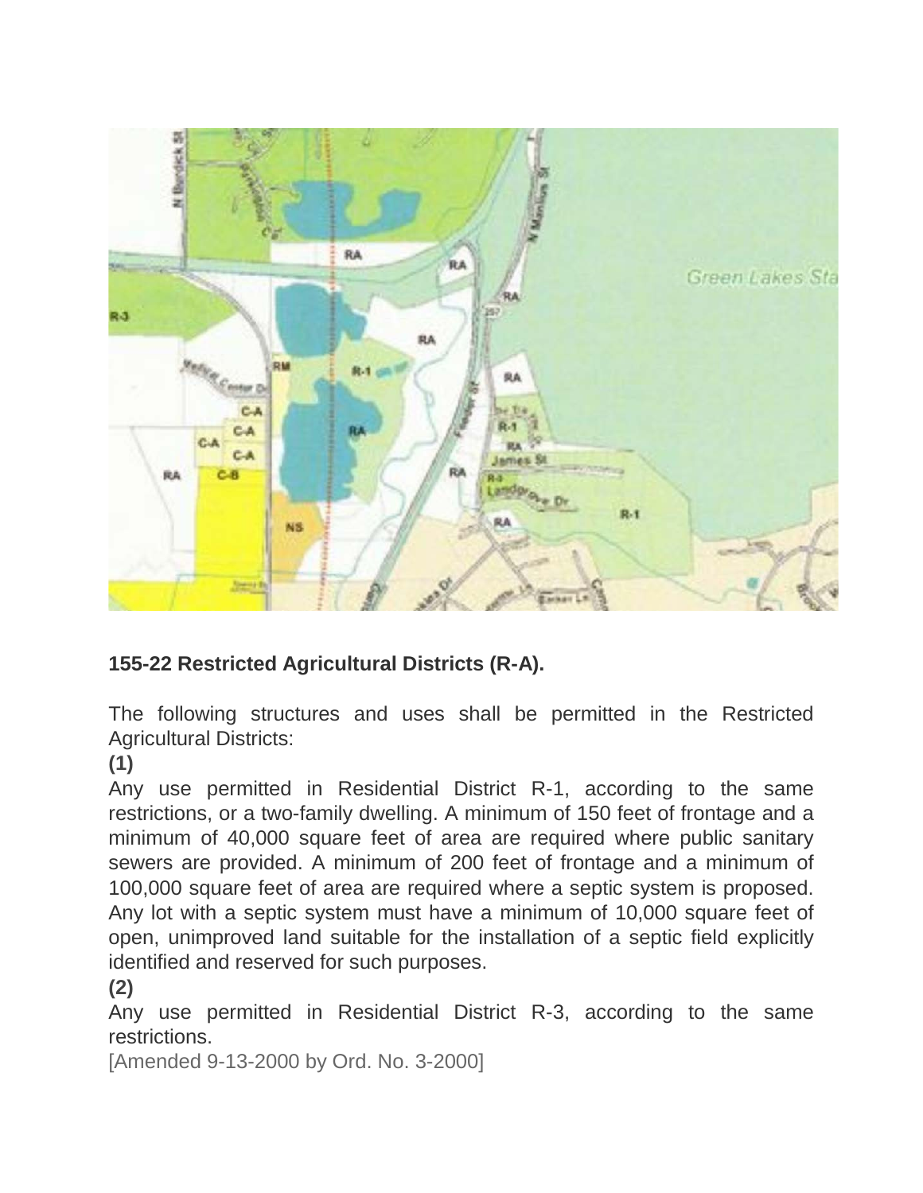**155-22 Restricted Agricultural Districts (R-A).**

The following structures and uses shall be permitted in the Restricted Agricultural Districts:

**(1)**

Any use permitted in Residential District R-1, according to the same restrictions, or a two-family dwelling. A minimum of 150 feet of frontage and a minimum of 40,000 square feet of area are required where public sanitary sewers are provided. A minimum of 200 feet of frontage and a minimum of 100,000 square feet of area are required where a septic system is proposed. Any lot with a septic system must have a minimum of 10,000 square feet of open, unimproved land suitable for the installation of a septic field explicitly identified and reserved for such purposes.

**(2)**

Any use permitted in Residential District R-3, according to the same restrictions.

[Amended 9-13-2000 by Ord. No. 3-2000]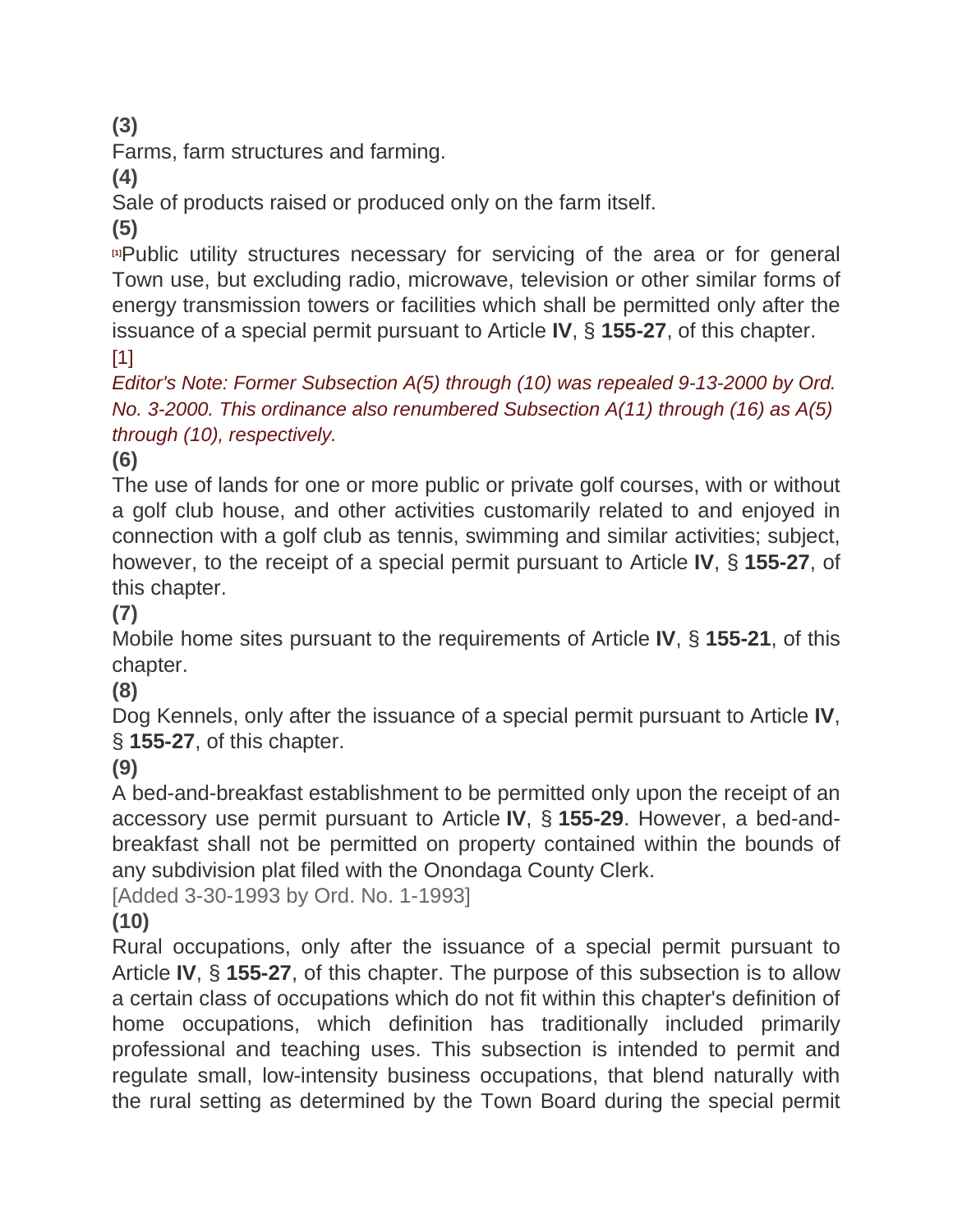**(3)**

Farms, farm structures and farming.

**(4)**

Sale of products raised or produced only on the farm itself.

**(5)**

[1]Public utility structures necessary for servicing of the area or for general Town use, but excluding radio, microwave, television or other similar forms of energy transmission towers or facilities which shall be permitted only after the issuance of a special permit pursuant to Article **IV**, § **155-27**, of this chapter.

[1]

*Editor's Note: Former Subsection A(5) through (10) was repealed 9-13-2000 by Ord. No. 3-2000. This ordinance also renumbered Subsection A(11) through (16) as A(5) through (10), respectively.*

**(6)**

The use of lands for one or more public or private golf courses, with or without a golf club house, and other activities customarily related to and enjoyed in connection with a golf club as tennis, swimming and similar activities; subject, however, to the receipt of a special permit pursuant to Article **IV**, § **155-27**, of this chapter.

**(7)**

Mobile home sites pursuant to the requirements of Article **IV**, § **155-21**, of this chapter.

**(8)**

Dog Kennels, only after the issuance of a special permit pursuant to Article **IV**, § **155-27**, of this chapter.

**(9)**

A bed-and-breakfast establishment to be permitted only upon the receipt of an accessory use permit pursuant to Article **IV**, § **155-29**. However, a bed-and-breakfast shall not be permitted on property contained within the bounds of any subdivision plat filed with the Onondaga County Clerk.

[Added 3-30-1993 by Ord. No. 1-1993]

**(10)**

Rural occupations, only after the issuance of a special permit pursuant to Article **IV**, § **155-27**, of this chapter. The purpose of this subsection is to allow a certain class of occupations which do not fit within this chapter's definition of home occupations, which definition has traditionally included primarily professional and teaching uses. This subsection is intended to permit and regulate small, low-intensity business occupations, that blend naturally with the rural setting as determined by the Town Board during the special permit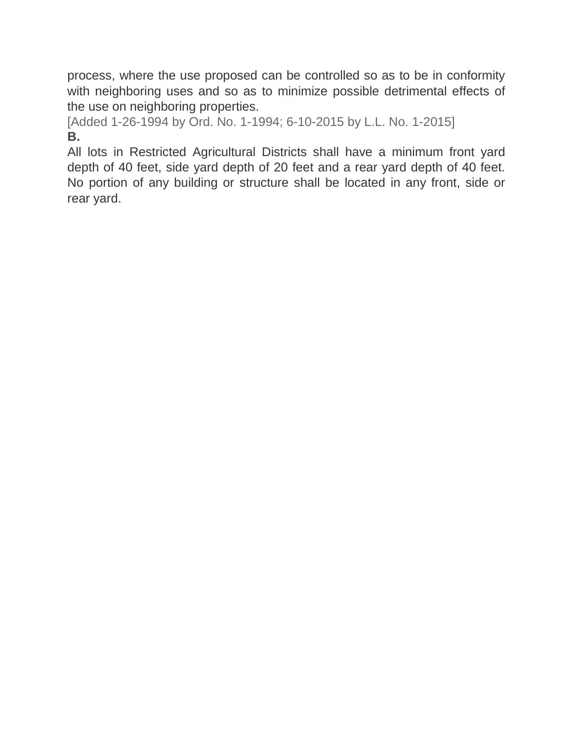process, where the use proposed can be controlled so as to be in conformity with neighboring uses and so as to minimize possible detrimental effects of the use on neighboring properties.

[Added 1-26-1994 by Ord. No. 1-1994; 6-10-2015 by L.L. No. 1-2015]

**B.**

All lots in Restricted Agricultural Districts shall have a minimum front yard depth of 40 feet, side yard depth of 20 feet and a rear yard depth of 40 feet. No portion of any building or structure shall be located in any front, side or rear yard.